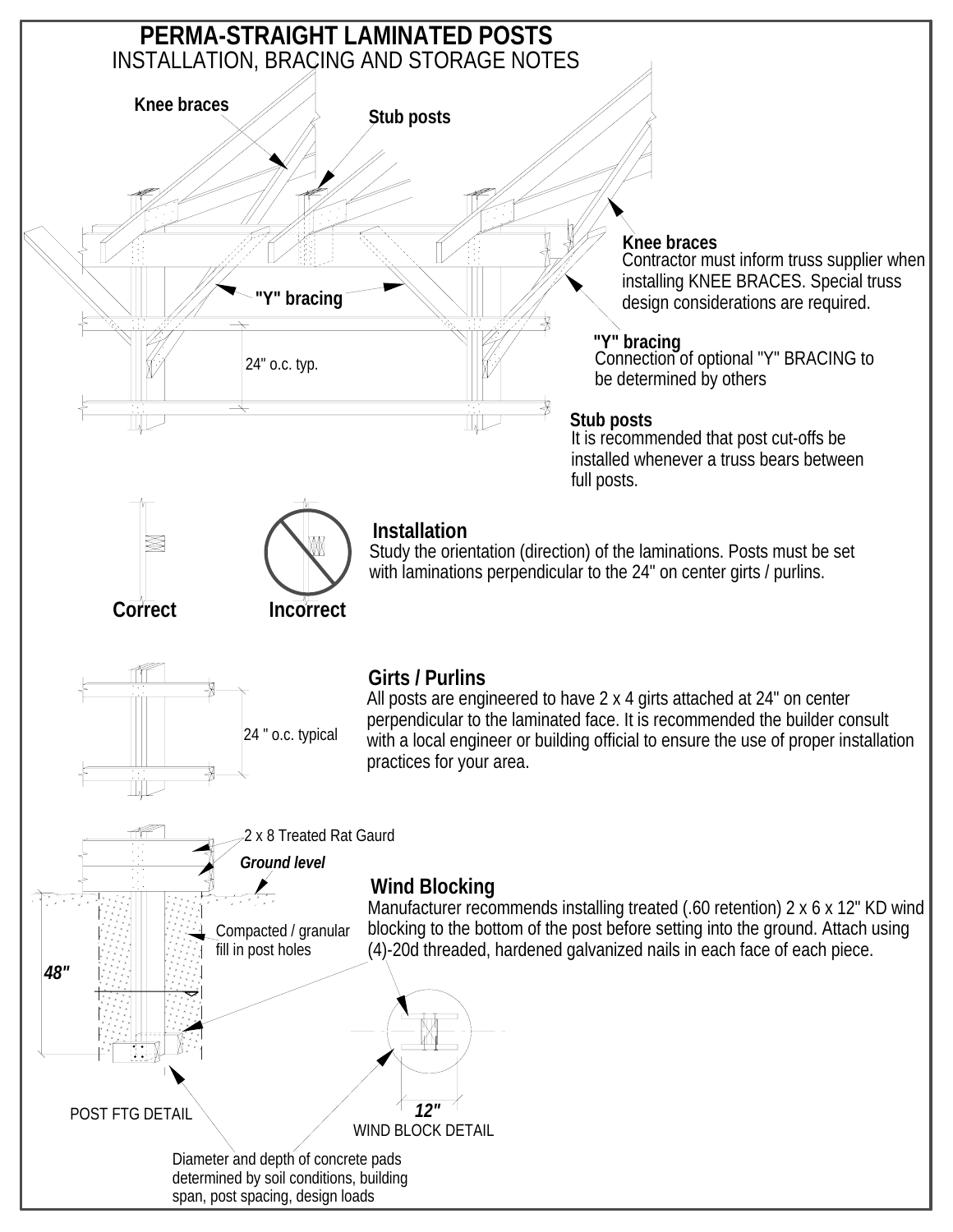# PERMA-STRAIGHT LAMINATED POSTS

## INSTALLATION, BRACING AND STORAGE NOTES

Knee braces

Stub posts

"Y" bracing

24" o.c. typ.

**Knee braces**
Contractor must inform truss supplier when installing KNEE BRACES. Special truss design considerations are required.

**"Y" bracing**
Connection of optional "Y" BRACING to be determined by others

**Stub posts**
It is recommended that post cut-offs be installed whenever a truss bears between full posts.

Correct Incorrect

### Installation

Study the orientation (direction) of the laminations. Posts must be set with laminations perpendicular to the 24" on center girts / purlins.

### Girts / Purlins

24 " o.c. typical

All posts are engineered to have 2 x 4 girts attached at 24" on center perpendicular to the laminated face. It is recommended the builder consult with a local engineer or building official to ensure the use of proper installation practices for your area.

2 x 8 Treated Rat Gaurd

*Ground level*

Compacted / granular fill in post holes

*48"*

### Wind Blocking

Manufacturer recommends installing treated (.60 retention) 2 x 6 x 12" KD wind blocking to the bottom of the post before setting into the ground. Attach using (4)-20d threaded, hardened galvanized nails in each face of each piece.

POST FTG DETAIL

*12"*
WIND BLOCK DETAIL

Diameter and depth of concrete pads determined by soil conditions, building span, post spacing, design loads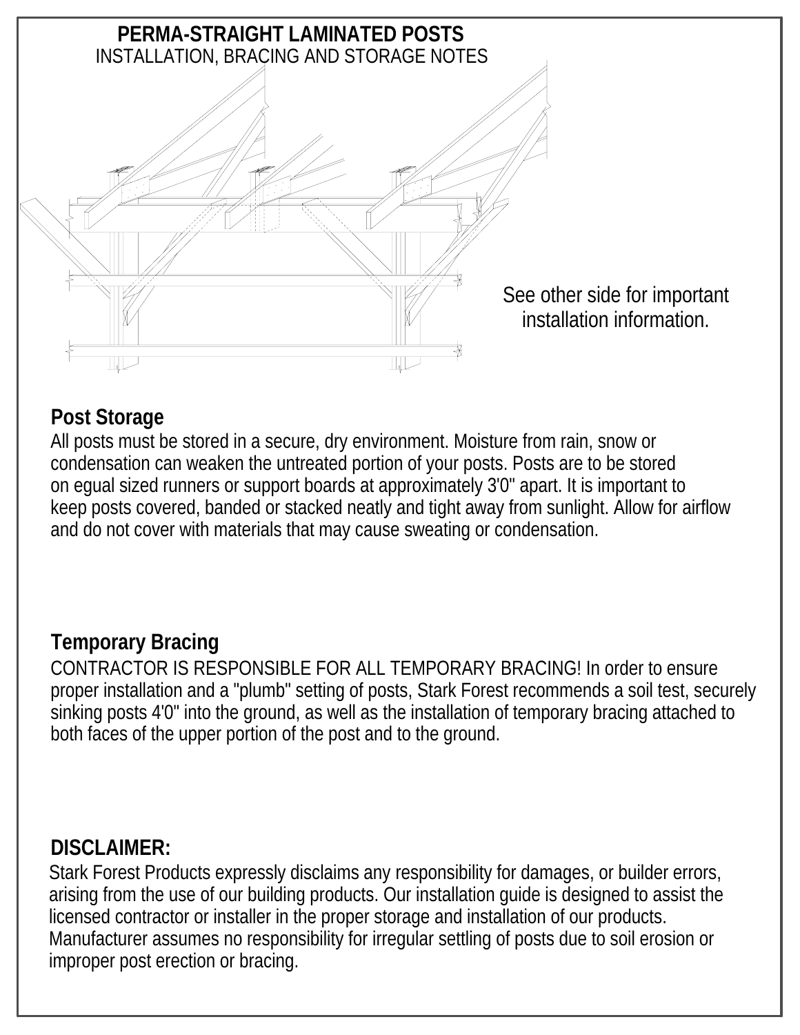# PERMA-STRAIGHT LAMINATED POSTS

INSTALLATION, BRACING AND STORAGE NOTES

See other side for important installation information.

## Post Storage

All posts must be stored in a secure, dry environment. Moisture from rain, snow or condensation can weaken the untreated portion of your posts. Posts are to be stored on egual sized runners or support boards at approximately 3'0" apart. It is important to keep posts covered, banded or stacked neatly and tight away from sunlight. Allow for airflow and do not cover with materials that may cause sweating or condensation.

## Temporary Bracing

CONTRACTOR IS RESPONSIBLE FOR ALL TEMPORARY BRACING! In order to ensure proper installation and a "plumb" setting of posts, Stark Forest recommends a soil test, securely sinking posts 4'0" into the ground, as well as the installation of temporary bracing attached to both faces of the upper portion of the post and to the ground.

## DISCLAIMER:

Stark Forest Products expressly disclaims any responsibility for damages, or builder errors, arising from the use of our building products. Our installation guide is designed to assist the licensed contractor or installer in the proper storage and installation of our products. Manufacturer assumes no responsibility for irregular settling of posts due to soil erosion or improper post erection or bracing.